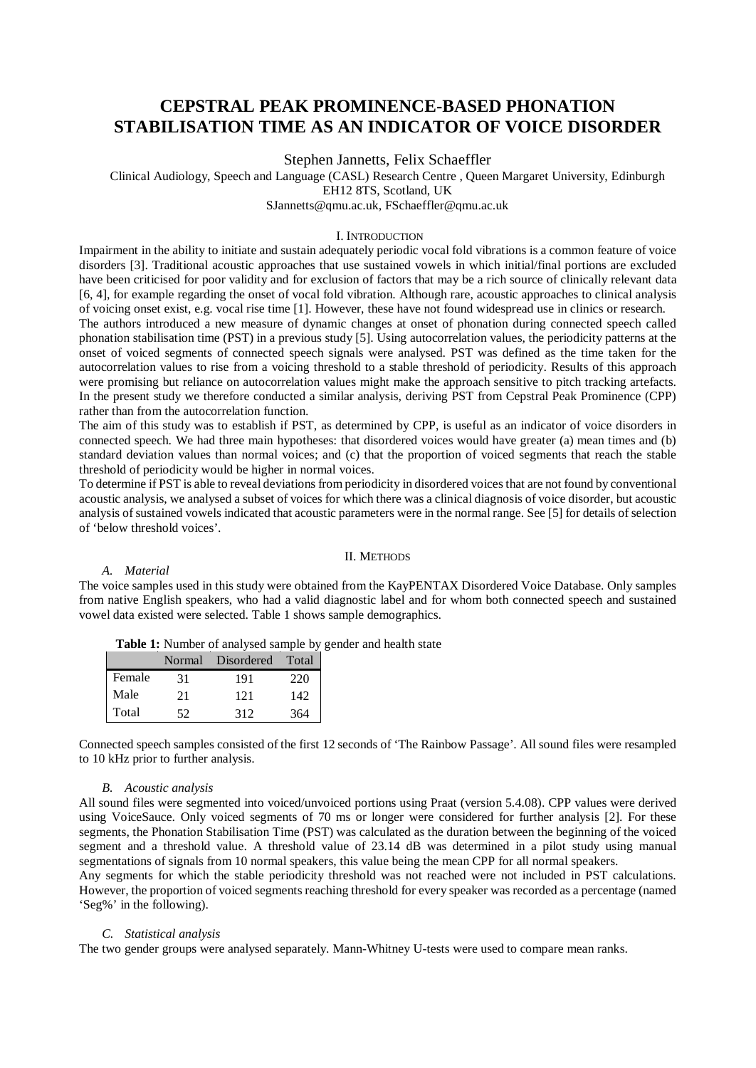# CEPSTRAL PEAK PROMINENCE-BASED PHONATION STABILISATION TIME AS AN INDICATOR OF VOICE DISORDER

Stephen Jannetts, Felix Schaeffler

Clinical Audiology, Speech and Language (CASL) Research Centre , Queen Margaret University, Edinburgh EH12 8TS, Scotland, UK

SJannetts@qmu.ac.uk, FSchaeffler@qmu.ac.uk

## I. INTRODUCTION

Impairment in the ability to initiate and sustain adequately periodic vocal fold vibrations is a common feature of voice disorders [3]. Traditional acoustic approaches that use sustained vowels in which initial/final portions are excluded have been criticised for poor validity and for exclusion of factors that may be a rich source of clinically relevant data [6, 4], for example regarding the onset of vocal fold vibration. Although rare, acoustic approaches to clinical analysis of voicing onset exist, e.g. vocal rise time [1]. However, these have not found widespread use in clinics or research.

The authors introduced a new measure of dynamic changes at onset of phonation during connected speech called phonation stabilisation time (PST) in a previous study [5]. Using autocorrelation values, the periodicity patterns at the onset of voiced segments of connected speech signals were analysed. PST was defined as the time taken for the autocorrelation values to rise from a voicing threshold to a stable threshold of periodicity. Results of this approach were promising but reliance on autocorrelation values might make the approach sensitive to pitch tracking artefacts. In the present study we therefore conducted a similar analysis, deriving PST from Cepstral Peak Prominence (CPP) rather than from the autocorrelation function.

The aim of this study was to establish if PST, as determined by CPP, is useful as an indicator of voice disorders in connected speech. We had three main hypotheses: that disordered voices would have greater (a) mean times and (b) standard deviation values than normal voices; and (c) that the proportion of voiced segments that reach the stable threshold of periodicity would be higher in normal voices.

To determine if PST is able to reveal deviations from periodicity in disordered voices that are not found by conventional acoustic analysis, we analysed a subset of voices for which there was a clinical diagnosis of voice disorder, but acoustic analysis of sustained vowels indicated that acoustic parameters were in the normal range. See [5] for details of selection of 'below threshold voices'.

## II. METHODS

### A. Material

The voice samples used in this study were obtained from the KayPENTAX Disordered Voice Database. Only samples from native English speakers, who had a valid diagnostic label and for whom both connected speech and sustained vowel data existed were selected. Table 1 shows sample demographics.

**Table 1:** Number of analysed sample by gender and health state

| | Normal | Disordered | Total |
|---|---|---|---|
| Female | 31 | 191 | 220 |
| Male | 21 | 121 | 142 |
| Total | 52 | 312 | 364 |

Connected speech samples consisted of the first 12 seconds of 'The Rainbow Passage'. All sound files were resampled to 10 kHz prior to further analysis.

### B. Acoustic analysis

All sound files were segmented into voiced/unvoiced portions using Praat (version 5.4.08). CPP values were derived using VoiceSauce. Only voiced segments of 70 ms or longer were considered for further analysis [2]. For these segments, the Phonation Stabilisation Time (PST) was calculated as the duration between the beginning of the voiced segment and a threshold value. A threshold value of 23.14 dB was determined in a pilot study using manual segmentations of signals from 10 normal speakers, this value being the mean CPP for all normal speakers.

Any segments for which the stable periodicity threshold was not reached were not included in PST calculations. However, the proportion of voiced segments reaching threshold for every speaker was recorded as a percentage (named 'Seg%' in the following).

### C. Statistical analysis

The two gender groups were analysed separately. Mann-Whitney U-tests were used to compare mean ranks.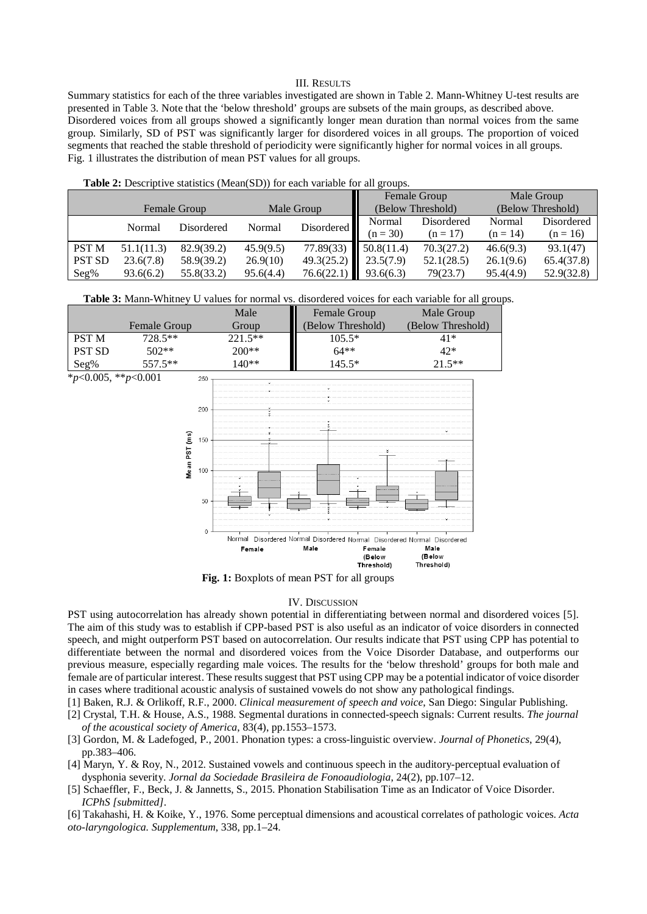## III. Results

Summary statistics for each of the three variables investigated are shown in Table 2. Mann-Whitney U-test results are presented in Table 3. Note that the 'below threshold' groups are subsets of the main groups, as described above. Disordered voices from all groups showed a significantly longer mean duration than normal voices from the same group. Similarly, SD of PST was significantly larger for disordered voices in all groups. The proportion of voiced segments that reached the stable threshold of periodicity were significantly higher for normal voices in all groups. Fig. 1 illustrates the distribution of mean PST values for all groups.

**Table 2:** Descriptive statistics (Mean(SD)) for each variable for all groups.

| | Female Group | | Male Group | | Female Group (Below Threshold) | | Male Group (Below Threshold) | |
|---|---|---|---|---|---|---|---|---|
| | Normal | Disordered | Normal | Disordered | Normal (n = 30) | Disordered (n = 17) | Normal (n = 14) | Disordered (n = 16) |
| PST M | 51.1(11.3) | 82.9(39.2) | 45.9(9.5) | 77.89(33) | 50.8(11.4) | 70.3(27.2) | 46.6(9.3) | 93.1(47) |
| PST SD | 23.6(7.8) | 58.9(39.2) | 26.9(10) | 49.3(25.2) | 23.5(7.9) | 52.1(28.5) | 26.1(9.6) | 65.4(37.8) |
| Seg% | 93.6(6.2) | 55.8(33.2) | 95.6(4.4) | 76.6(22.1) | 93.6(6.3) | 79(23.7) | 95.4(4.9) | 52.9(32.8) |

**Table 3:** Mann-Whitney U values for normal vs. disordered voices for each variable for all groups.

| | Female Group | Male Group | Female Group (Below Threshold) | Male Group (Below Threshold) |
|---|---|---|---|---|
| PST M | 728.5** | 221.5** | 105.5* | 41* |
| PST SD | 502** | 200** | 64** | 42* |
| Seg% | 557.5** | 140** | 145.5* | 21.5** |

*$p<0.005$, **$p<0.001$

250
200
150
100
50
0
Mean PST (ms)
Normal Disordered Normal Disordered Normal Disordered Normal Disordered
Female Male Female (Below Threshold) Male (Below Threshold)

**Fig. 1:** Boxplots of mean PST for all groups

## IV. Discussion

PST using autocorrelation has already shown potential in differentiating between normal and disordered voices [5]. The aim of this study was to establish if CPP-based PST is also useful as an indicator of voice disorders in connected speech, and might outperform PST based on autocorrelation. Our results indicate that PST using CPP has potential to differentiate between the normal and disordered voices from the Voice Disorder Database, and outperforms our previous measure, especially regarding male voices. The results for the 'below threshold' groups for both male and female are of particular interest. These results suggest that PST using CPP may be a potential indicator of voice disorder in cases where traditional acoustic analysis of sustained vowels do not show any pathological findings.

[1] Baken, R.J. & Orlikoff, R.F., 2000. *Clinical measurement of speech and voice*, San Diego: Singular Publishing.

[2] Crystal, T.H. & House, A.S., 1988. Segmental durations in connected-speech signals: Current results. *The journal of the acoustical society of America*, 83(4), pp.1553–1573.

[3] Gordon, M. & Ladefoged, P., 2001. Phonation types: a cross-linguistic overview. *Journal of Phonetics*, 29(4), pp.383–406.

[4] Maryn, Y. & Roy, N., 2012. Sustained vowels and continuous speech in the auditory-perceptual evaluation of dysphonia severity. *Jornal da Sociedade Brasileira de Fonoaudiologia*, 24(2), pp.107–12.

[5] Schaeffler, F., Beck, J. & Jannetts, S., 2015. Phonation Stabilisation Time as an Indicator of Voice Disorder. *ICPhS [submitted]*.

[6] Takahashi, H. & Koike, Y., 1976. Some perceptual dimensions and acoustical correlates of pathologic voices. *Acta oto-laryngologica. Supplementum*, 338, pp.1–24.